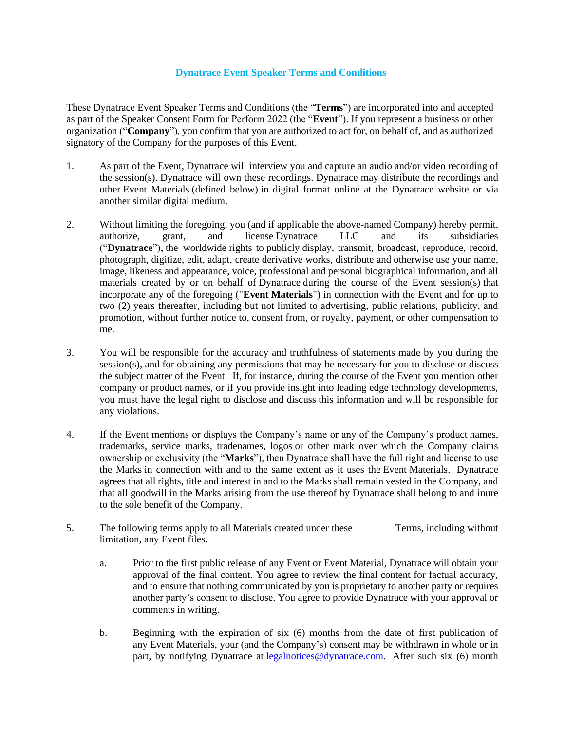# Dynatrace Event Speaker Terms and Conditions

These Dynatrace Event Speaker Terms and Conditions (the "**Terms**") are incorporated into and accepted as part of the Speaker Consent Form for Perform 2022 (the "**Event**"). If you represent a business or other organization ("**Company**"), you confirm that you are authorized to act for, on behalf of, and as authorized signatory of the Company for the purposes of this Event.

1. As part of the Event, Dynatrace will interview you and capture an audio and/or video recording of the session(s). Dynatrace will own these recordings. Dynatrace may distribute the recordings and other Event Materials (defined below) in digital format online at the Dynatrace website or via another similar digital medium.

2. Without limiting the foregoing, you (and if applicable the above-named Company) hereby permit, authorize, grant, and license Dynatrace LLC and its subsidiaries ("**Dynatrace**"), the worldwide rights to publicly display, transmit, broadcast, reproduce, record, photograph, digitize, edit, adapt, create derivative works, distribute and otherwise use your name, image, likeness and appearance, voice, professional and personal biographical information, and all materials created by or on behalf of Dynatrace during the course of the Event session(s) that incorporate any of the foregoing ("**Event Materials**") in connection with the Event and for up to two (2) years thereafter, including but not limited to advertising, public relations, publicity, and promotion, without further notice to, consent from, or royalty, payment, or other compensation to me.

3. You will be responsible for the accuracy and truthfulness of statements made by you during the session(s), and for obtaining any permissions that may be necessary for you to disclose or discuss the subject matter of the Event. If, for instance, during the course of the Event you mention other company or product names, or if you provide insight into leading edge technology developments, you must have the legal right to disclose and discuss this information and will be responsible for any violations.

4. If the Event mentions or displays the Company's name or any of the Company's product names, trademarks, service marks, tradenames, logos or other mark over which the Company claims ownership or exclusivity (the "**Marks**"), then Dynatrace shall have the full right and license to use the Marks in connection with and to the same extent as it uses the Event Materials. Dynatrace agrees that all rights, title and interest in and to the Marks shall remain vested in the Company, and that all goodwill in the Marks arising from the use thereof by Dynatrace shall belong to and inure to the sole benefit of the Company.

5. The following terms apply to all Materials created under these Terms, including without limitation, any Event files.

   a. Prior to the first public release of any Event or Event Material, Dynatrace will obtain your approval of the final content. You agree to review the final content for factual accuracy, and to ensure that nothing communicated by you is proprietary to another party or requires another party's consent to disclose. You agree to provide Dynatrace with your approval or comments in writing.

   b. Beginning with the expiration of six (6) months from the date of first publication of any Event Materials, your (and the Company's) consent may be withdrawn in whole or in part, by notifying Dynatrace at legalnotices@dynatrace.com. After such six (6) month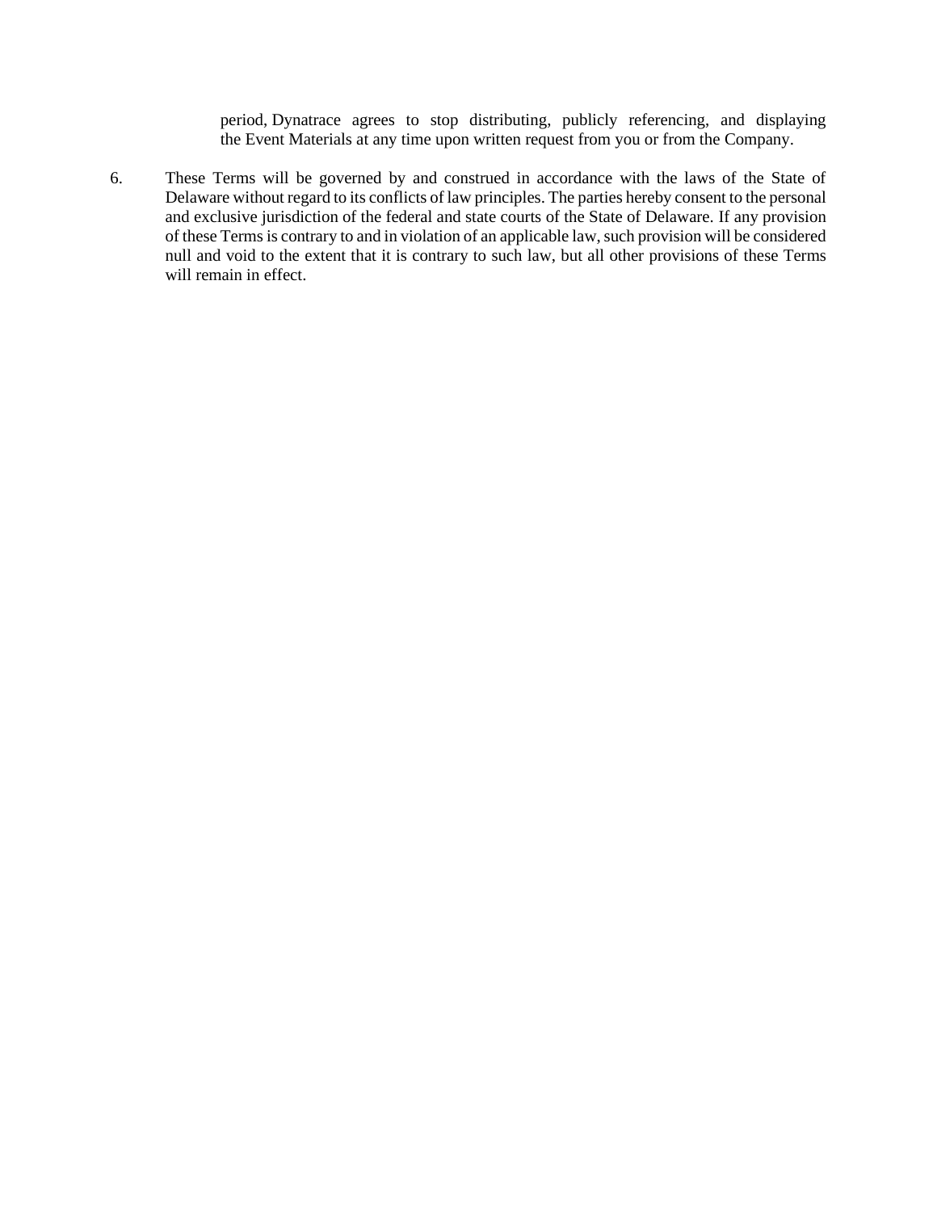period, Dynatrace agrees to stop distributing, publicly referencing, and displaying the Event Materials at any time upon written request from you or from the Company.

6. These Terms will be governed by and construed in accordance with the laws of the State of Delaware without regard to its conflicts of law principles. The parties hereby consent to the personal and exclusive jurisdiction of the federal and state courts of the State of Delaware. If any provision of these Terms is contrary to and in violation of an applicable law, such provision will be considered null and void to the extent that it is contrary to such law, but all other provisions of these Terms will remain in effect.